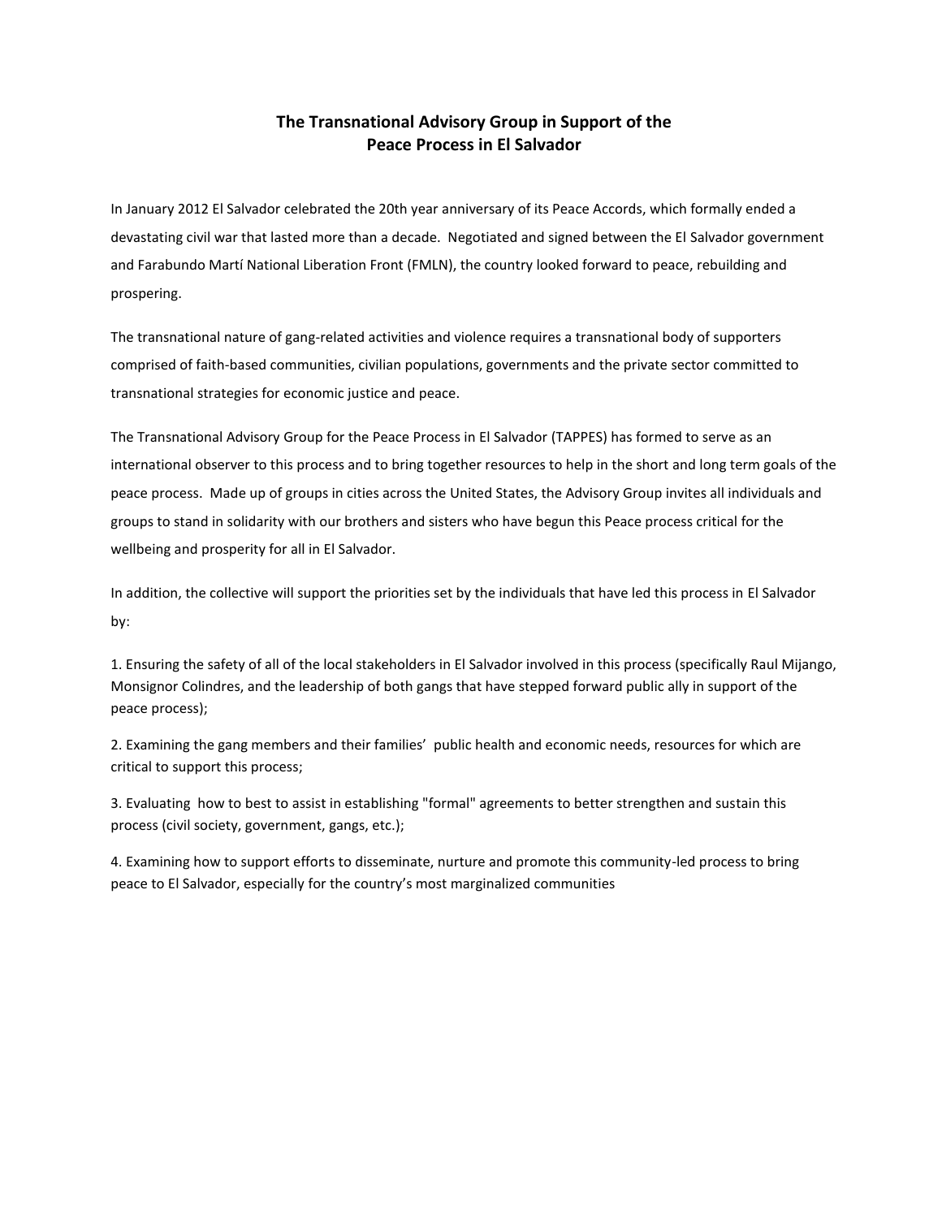# The Transnational Advisory Group in Support of the Peace Process in El Salvador

In January 2012 El Salvador celebrated the 20th year anniversary of its Peace Accords, which formally ended a devastating civil war that lasted more than a decade. Negotiated and signed between the El Salvador government and Farabundo Martí National Liberation Front (FMLN), the country looked forward to peace, rebuilding and prospering.

The transnational nature of gang-related activities and violence requires a transnational body of supporters comprised of faith-based communities, civilian populations, governments and the private sector committed to transnational strategies for economic justice and peace.

The Transnational Advisory Group for the Peace Process in El Salvador (TAPPES) has formed to serve as an international observer to this process and to bring together resources to help in the short and long term goals of the peace process. Made up of groups in cities across the United States, the Advisory Group invites all individuals and groups to stand in solidarity with our brothers and sisters who have begun this Peace process critical for the wellbeing and prosperity for all in El Salvador.

In addition, the collective will support the priorities set by the individuals that have led this process in El Salvador by:

1. Ensuring the safety of all of the local stakeholders in El Salvador involved in this process (specifically Raul Mijango, Monsignor Colindres, and the leadership of both gangs that have stepped forward public ally in support of the peace process);

2. Examining the gang members and their families' public health and economic needs, resources for which are critical to support this process;

3. Evaluating how to best to assist in establishing "formal" agreements to better strengthen and sustain this process (civil society, government, gangs, etc.);

4. Examining how to support efforts to disseminate, nurture and promote this community-led process to bring peace to El Salvador, especially for the country's most marginalized communities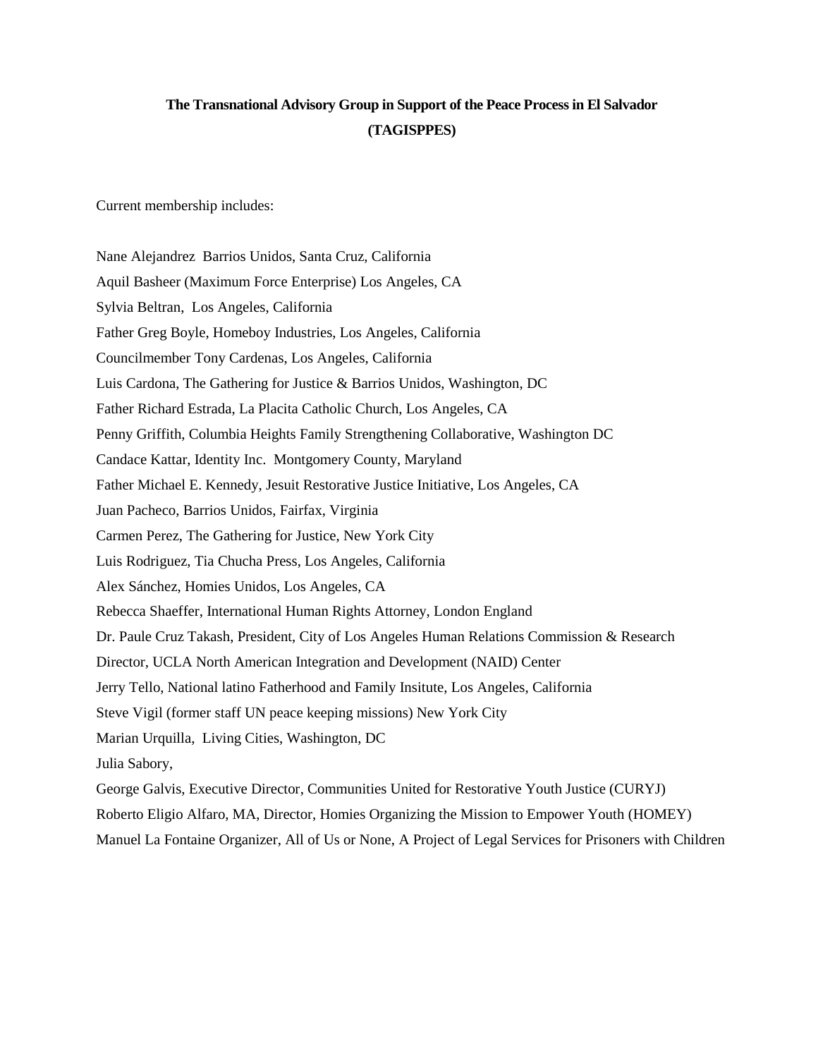**The Transnational Advisory Group in Support of the Peace Process in El Salvador (TAGISPPES)**

Current membership includes:

Nane Alejandrez  Barrios Unidos, Santa Cruz, California

Aquil Basheer (Maximum Force Enterprise) Los Angeles, CA

Sylvia Beltran,  Los Angeles, California

Father Greg Boyle, Homeboy Industries, Los Angeles, California

Councilmember Tony Cardenas, Los Angeles, California

Luis Cardona, The Gathering for Justice & Barrios Unidos, Washington, DC

Father Richard Estrada, La Placita Catholic Church, Los Angeles, CA

Penny Griffith, Columbia Heights Family Strengthening Collaborative, Washington DC

Candace Kattar, Identity Inc.  Montgomery County, Maryland

Father Michael E. Kennedy, Jesuit Restorative Justice Initiative, Los Angeles, CA

Juan Pacheco, Barrios Unidos, Fairfax, Virginia

Carmen Perez, The Gathering for Justice, New York City

Luis Rodriguez, Tia Chucha Press, Los Angeles, California

Alex Sánchez, Homies Unidos, Los Angeles, CA

Rebecca Shaeffer, International Human Rights Attorney, London England

Dr. Paule Cruz Takash, President, City of Los Angeles Human Relations Commission & Research Director, UCLA North American Integration and Development (NAID) Center

Jerry Tello, National latino Fatherhood and Family Insitute, Los Angeles, California

Steve Vigil (former staff UN peace keeping missions) New York City

Marian Urquilla,  Living Cities, Washington, DC

Julia Sabory,

George Galvis, Executive Director, Communities United for Restorative Youth Justice (CURYJ)

Roberto Eligio Alfaro, MA, Director, Homies Organizing the Mission to Empower Youth (HOMEY)

Manuel La Fontaine Organizer, All of Us or None, A Project of Legal Services for Prisoners with Children